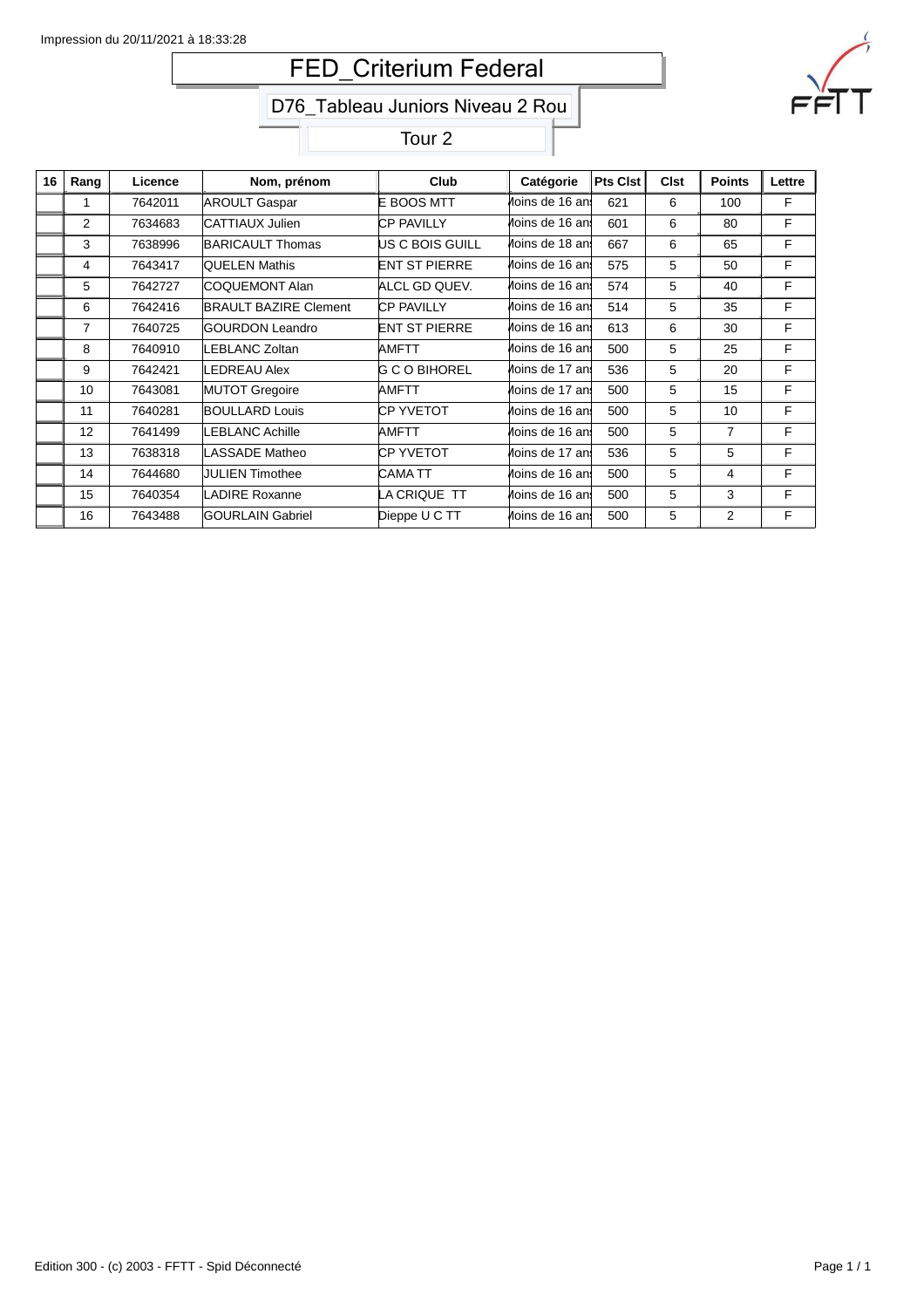Impression du 20/11/2021 à 18:33:28

# FED_Criterium Federal

## D76_Tableau Juniors Niveau 2 Rou

### Tour 2

| 16 | Rang | Licence | Nom, prénom | Club | Catégorie | Pts Clst | Clst | Points | Lettre |
|---|---|---|---|---|---|---|---|---|---|
| | 1 | 7642011 | AROULT Gaspar | E BOOS MTT | Moins de 16 ans | 621 | 6 | 100 | F |
| | 2 | 7634683 | CATTIAUX Julien | CP PAVILLY | Moins de 16 ans | 601 | 6 | 80 | F |
| | 3 | 7638996 | BARICAULT Thomas | US C BOIS GUILL | Moins de 18 ans | 667 | 6 | 65 | F |
| | 4 | 7643417 | QUELEN Mathis | ENT ST PIERRE | Moins de 16 ans | 575 | 5 | 50 | F |
| | 5 | 7642727 | COQUEMONT Alan | ALCL GD QUEV. | Moins de 16 ans | 574 | 5 | 40 | F |
| | 6 | 7642416 | BRAULT BAZIRE Clement | CP PAVILLY | Moins de 16 ans | 514 | 5 | 35 | F |
| | 7 | 7640725 | GOURDON Leandro | ENT ST PIERRE | Moins de 16 ans | 613 | 6 | 30 | F |
| | 8 | 7640910 | LEBLANC Zoltan | AMFTT | Moins de 16 ans | 500 | 5 | 25 | F |
| | 9 | 7642421 | LEDREAU Alex | G C O BIHOREL | Moins de 17 ans | 536 | 5 | 20 | F |
| | 10 | 7643081 | MUTOT Gregoire | AMFTT | Moins de 17 ans | 500 | 5 | 15 | F |
| | 11 | 7640281 | BOULLARD Louis | CP YVETOT | Moins de 16 ans | 500 | 5 | 10 | F |
| | 12 | 7641499 | LEBLANC Achille | AMFTT | Moins de 16 ans | 500 | 5 | 7 | F |
| | 13 | 7638318 | LASSADE Matheo | CP YVETOT | Moins de 17 ans | 536 | 5 | 5 | F |
| | 14 | 7644680 | JULIEN Timothee | CAMA TT | Moins de 16 ans | 500 | 5 | 4 | F |
| | 15 | 7640354 | LADIRE Roxanne | LA CRIQUE TT | Moins de 16 ans | 500 | 5 | 3 | F |
| | 16 | 7643488 | GOURLAIN Gabriel | Dieppe U C TT | Moins de 16 ans | 500 | 5 | 2 | F |

Edition 300 - (c) 2003 - FFTT - Spid Déconnecté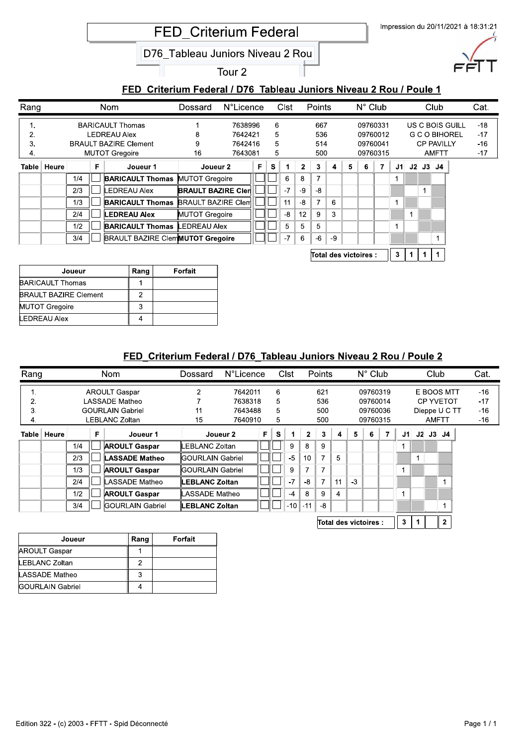# FED_Criterium Federal

## D76_Tableau Juniors Niveau 2 Rou

### Tour 2

Impression du 20/11/2021 à 18:31:21

## FED_Criterium Federal / D76_Tableau Juniors Niveau 2 Rou / Poule 1

| Rang | Nom | Dossard | N°Licence | Clst | Points | N° Club | Club | Cat. |
|---|---|---|---|---|---|---|---|---|
| 1. | BARICAULT Thomas | 1 | 7638996 | 6 | 667 | 09760331 | US C BOIS GUILL | -18 |
| 2. | LEDREAU Alex | 8 | 7642421 | 5 | 536 | 09760012 | G C O BIHOREL | -17 |
| 3. | BRAULT BAZIRE Clement | 9 | 7642416 | 5 | 514 | 09760041 | CP PAVILLY | -16 |
| 4. | MUTOT Gregoire | 16 | 7643081 | 5 | 500 | 09760315 | AMFTT | -17 |

| Table | Heure | | F | Joueur 1 | Joueur 2 | F | S | 1 | 2 | 3 | 4 | 5 | 6 | 7 | J1 | J2 | J3 | J4 |
|---|---|---|---|---|---|---|---|---|---|---|---|---|---|---|---|---|---|---|
| | | 1/4 | | **BARICAULT Thomas** | MUTOT Gregoire | | | 6 | 8 | 7 | | | | | 1 | | | |
| | | 2/3 | | LEDREAU Alex | **BRAULT BAZIRE Clem** | | | -7 | -9 | -8 | | | | | | | 1 | |
| | | 1/3 | | **BARICAULT Thomas** | BRAULT BAZIRE Clem | | | 11 | -8 | 7 | 6 | | | | 1 | | | |
| | | 2/4 | | **LEDREAU Alex** | MUTOT Gregoire | | | -8 | 12 | 9 | 3 | | | | | 1 | | |
| | | 1/2 | | **BARICAULT Thomas** | LEDREAU Alex | | | 5 | 5 | 5 | | | | | 1 | | | |
| | | 3/4 | | BRAULT BAZIRE Clem | **MUTOT Gregoire** | | | -7 | 6 | -6 | -9 | | | | | | | 1 |
| | | | | | | | | | | Total des victoires : | | | | | 3 | 1 | 1 | 1 |

| Joueur | Rang | Forfait |
|---|---|---|
| BARICAULT Thomas | 1 | |
| BRAULT BAZIRE Clement | 2 | |
| MUTOT Gregoire | 3 | |
| LEDREAU Alex | 4 | |

## FED_Criterium Federal / D76_Tableau Juniors Niveau 2 Rou / Poule 2

| Rang | Nom | Dossard | N°Licence | Clst | Points | N° Club | Club | Cat. |
|---|---|---|---|---|---|---|---|---|
| 1. | AROULT Gaspar | 2 | 7642011 | 6 | 621 | 09760319 | E BOOS MTT | -16 |
| 2. | LASSADE Matheo | 7 | 7638318 | 5 | 536 | 09760014 | CP YVETOT | -17 |
| 3. | GOURLAIN Gabriel | 11 | 7643488 | 5 | 500 | 09760036 | Dieppe U C TT | -16 |
| 4. | LEBLANC Zoltan | 15 | 7640910 | 5 | 500 | 09760315 | AMFTT | -16 |

| Table | Heure | | F | Joueur 1 | Joueur 2 | F | S | 1 | 2 | 3 | 4 | 5 | 6 | 7 | J1 | J2 | J3 | J4 |
|---|---|---|---|---|---|---|---|---|---|---|---|---|---|---|---|---|---|---|
| | | 1/4 | | **AROULT Gaspar** | LEBLANC Zoltan | | | 9 | 8 | 9 | | | | | 1 | | | |
| | | 2/3 | | **LASSADE Matheo** | GOURLAIN Gabriel | | | -5 | 10 | 7 | 5 | | | | | 1 | | |
| | | 1/3 | | **AROULT Gaspar** | GOURLAIN Gabriel | | | 9 | 7 | 7 | | | | | 1 | | | |
| | | 2/4 | | LASSADE Matheo | **LEBLANC Zoltan** | | | -7 | -8 | 7 | 11 | -3 | | | | | | 1 |
| | | 1/2 | | **AROULT Gaspar** | LASSADE Matheo | | | -4 | 8 | 9 | 4 | | | | 1 | | | |
| | | 3/4 | | GOURLAIN Gabriel | **LEBLANC Zoltan** | | | -10 | -11 | -8 | | | | | | | | 1 |
| | | | | | | | | | | Total des victoires : | | | | | 3 | 1 | | 2 |

| Joueur | Rang | Forfait |
|---|---|---|
| AROULT Gaspar | 1 | |
| LEBLANC Zoltan | 2 | |
| LASSADE Matheo | 3 | |
| GOURLAIN Gabriel | 4 | |

Edition 322 - (c) 2003 - FFTT - Spid Déconnecté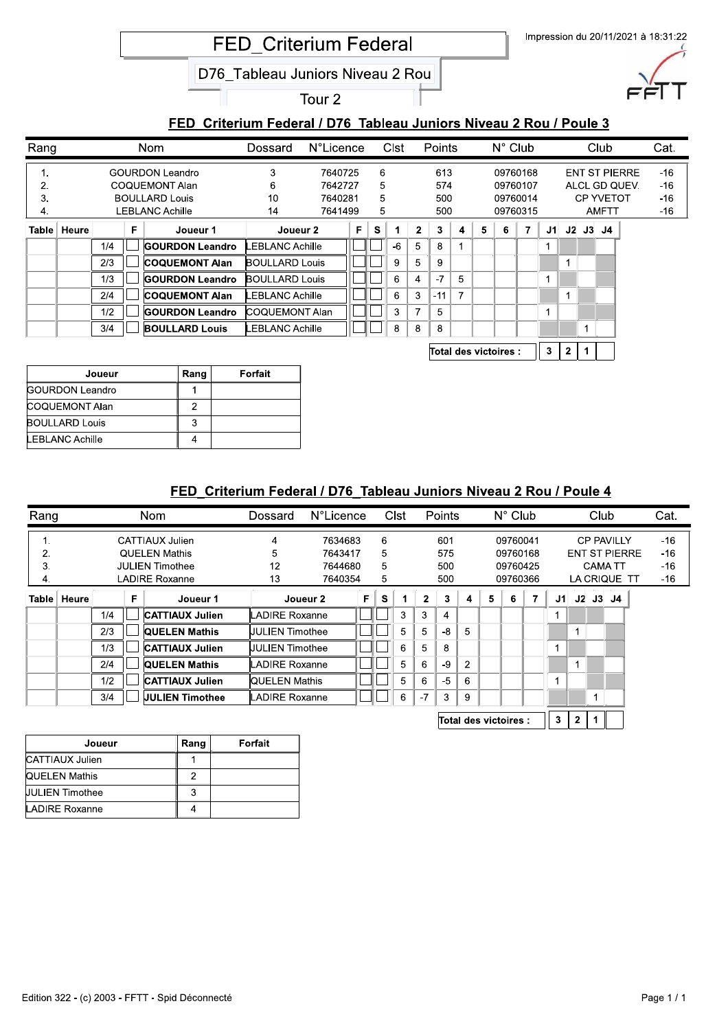# FED_Criterium Federal

## D76_Tableau Juniors Niveau 2 Rou

### Tour 2

Impression du 20/11/2021 à 18:31:22

## FED_Criterium Federal / D76_Tableau Juniors Niveau 2 Rou / Poule 3

| Rang | Nom | Dossard | N°Licence | Clst | Points | N° Club | Club | Cat. |
|---|---|---|---|---|---|---|---|---|
| 1. | GOURDON Leandro | 3 | 7640725 | 6 | 613 | 09760168 | ENT ST PIERRE | -16 |
| 2. | COQUEMONT Alan | 6 | 7642727 | 5 | 574 | 09760107 | ALCL GD QUEV. | -16 |
| 3. | BOULLARD Louis | 10 | 7640281 | 5 | 500 | 09760014 | CP YVETOT | -16 |
| 4. | LEBLANC Achille | 14 | 7641499 | 5 | 500 | 09760315 | AMFTT | -16 |

| Table | Heure | | F | Joueur 1 | Joueur 2 | F | S | 1 | 2 | 3 | 4 | 5 | 6 | 7 | J1 | J2 | J3 | J4 |
|---|---|---|---|---|---|---|---|---|---|---|---|---|---|---|---|---|---|---|
| | | 1/4 | | **GOURDON Leandro** | LEBLANC Achille | | | -6 | 5 | 8 | 1 | | | | 1 | | | |
| | | 2/3 | | **COQUEMONT Alan** | BOULLARD Louis | | | 9 | 5 | 9 | | | | | | 1 | | |
| | | 1/3 | | **GOURDON Leandro** | BOULLARD Louis | | | 6 | 4 | -7 | 5 | | | | 1 | | | |
| | | 2/4 | | **COQUEMONT Alan** | LEBLANC Achille | | | 6 | 3 | -11 | 7 | | | | | 1 | | |
| | | 1/2 | | **GOURDON Leandro** | COQUEMONT Alan | | | 3 | 7 | 5 | | | | | 1 | | | |
| | | 3/4 | | **BOULLARD Louis** | LEBLANC Achille | | | 8 | 8 | 8 | | | | | | | 1 | |
| | | | | | | | | | | | | | | **Total des victoires :** | 3 | 2 | 1 | |

| Joueur | Rang | Forfait |
|---|---|---|
| GOURDON Leandro | 1 | |
| COQUEMONT Alan | 2 | |
| BOULLARD Louis | 3 | |
| LEBLANC Achille | 4 | |

## FED_Criterium Federal / D76_Tableau Juniors Niveau 2 Rou / Poule 4

| Rang | Nom | Dossard | N°Licence | Clst | Points | N° Club | Club | Cat. |
|---|---|---|---|---|---|---|---|---|
| 1. | CATTIAUX Julien | 4 | 7634683 | 6 | 601 | 09760041 | CP PAVILLY | -16 |
| 2. | QUELEN Mathis | 5 | 7643417 | 5 | 575 | 09760168 | ENT ST PIERRE | -16 |
| 3. | JULIEN Timothee | 12 | 7644680 | 5 | 500 | 09760425 | CAMA TT | -16 |
| 4. | LADIRE Roxanne | 13 | 7640354 | 5 | 500 | 09760366 | LA CRIQUE TT | -16 |

| Table | Heure | | F | Joueur 1 | Joueur 2 | F | S | 1 | 2 | 3 | 4 | 5 | 6 | 7 | J1 | J2 | J3 | J4 |
|---|---|---|---|---|---|---|---|---|---|---|---|---|---|---|---|---|---|---|
| | | 1/4 | | **CATTIAUX Julien** | LADIRE Roxanne | | | 3 | 3 | 4 | | | | | 1 | | | |
| | | 2/3 | | **QUELEN Mathis** | JULIEN Timothee | | | 5 | 5 | -8 | 5 | | | | | 1 | | |
| | | 1/3 | | **CATTIAUX Julien** | JULIEN Timothee | | | 6 | 5 | 8 | | | | | 1 | | | |
| | | 2/4 | | **QUELEN Mathis** | LADIRE Roxanne | | | 5 | 6 | -9 | 2 | | | | | 1 | | |
| | | 1/2 | | **CATTIAUX Julien** | QUELEN Mathis | | | 5 | 6 | -5 | 6 | | | | 1 | | | |
| | | 3/4 | | **JULIEN Timothee** | LADIRE Roxanne | | | 6 | -7 | 3 | 9 | | | | | | 1 | |
| | | | | | | | | | | | | | | **Total des victoires :** | 3 | 2 | 1 | |

| Joueur | Rang | Forfait |
|---|---|---|
| CATTIAUX Julien | 1 | |
| QUELEN Mathis | 2 | |
| JULIEN Timothee | 3 | |
| LADIRE Roxanne | 4 | |

Edition 322 - (c) 2003 - FFTT - Spid Déconnecté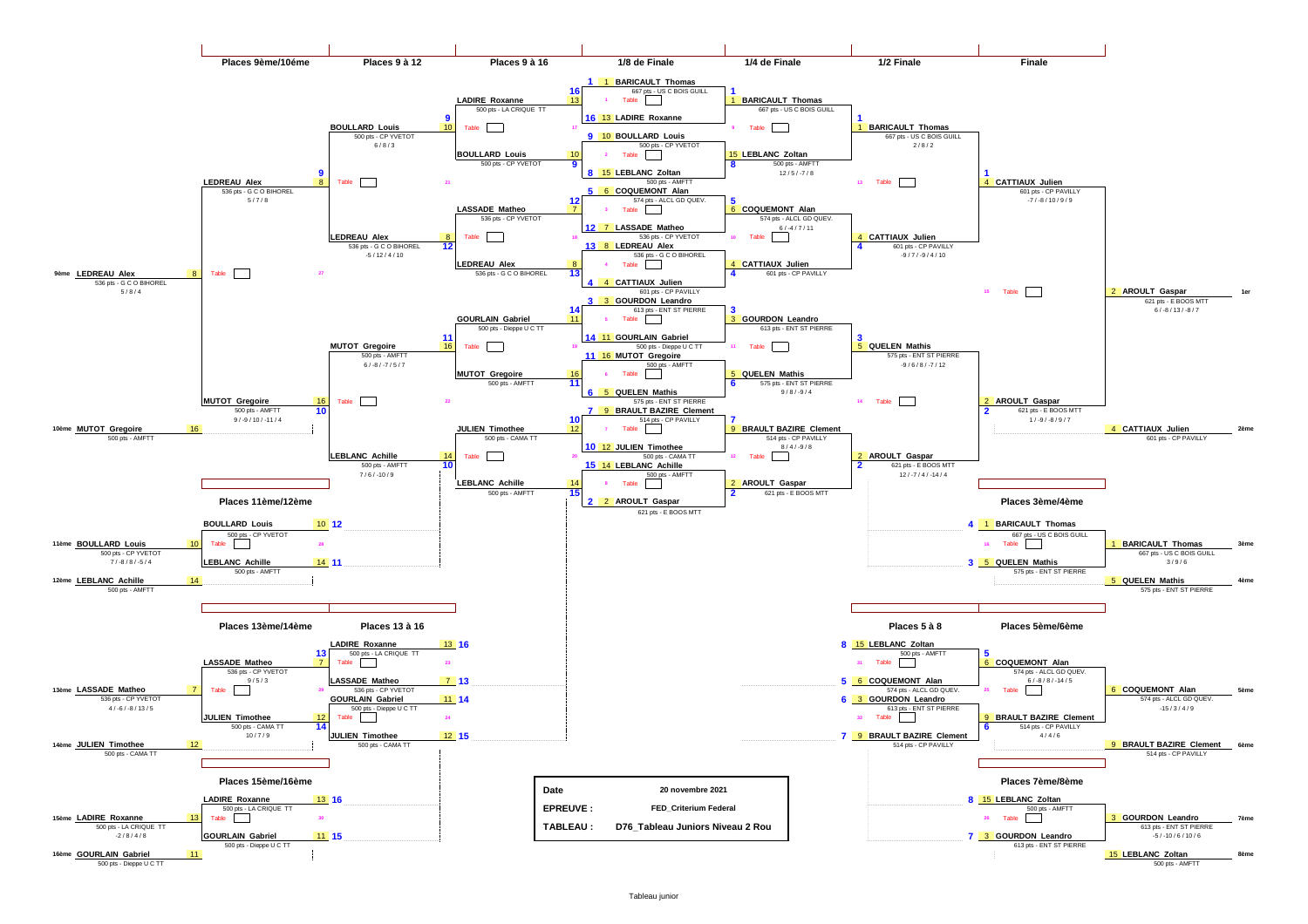# D76_Tableau Juniors Niveau 2 Rou

**Date:** 20 novembre 2021

**EPREUVE :** FED_Criterium Federal

**TABLEAU :** D76_Tableau Juniors Niveau 2 Rou

## 1/8 de Finale

| Seed | Joueur | Points / Club | Score |
|---|---|---|---|
| 1 | BARICAULT Thomas | 667 pts - US C BOIS GUILL | |
| 16 | LADIRE Roxanne | 500 pts - LA CRIQUE TT | |
| 9 | BOULLARD Louis | 500 pts - CP YVETOT | |
| 8 | LEBLANC Zoltan | 500 pts - AMFTT | |
| 5 | COQUEMONT Alan | 574 pts - ALCL GD QUEV. | |
| 12 | LASSADE Matheo | 536 pts - CP YVETOT | |
| 13 | LEDREAU Alex | 536 pts - G C O BIHOREL | |
| 4 | CATTIAUX Julien | 601 pts - CP PAVILLY | |
| 3 | GOURDON Leandro | 613 pts - ENT ST PIERRE | |
| 14 | GOURLAIN Gabriel | 500 pts - Dieppe U C TT | |
| 11 | MUTOT Gregoire | 500 pts - AMFTT | |
| 6 | QUELEN Mathis | 575 pts - ENT ST PIERRE | |
| 7 | BRAULT BAZIRE Clement | 514 pts - CP PAVILLY | |
| 10 | JULIEN Timothee | 500 pts - CAMA TT | |
| 15 | LEBLANC Achille | 500 pts - AMFTT | |
| 2 | AROULT Gaspar | 621 pts - E BOOS MTT | |

## 1/4 de Finale

| Joueur | Points / Club | Score |
|---|---|---|
| BARICAULT Thomas | 667 pts - US C BOIS GUILL | |
| LEBLANC Zoltan | 500 pts - AMFTT | 12 / 5 / -7 / 8 |
| COQUEMONT Alan | 574 pts - ALCL GD QUEV. | 6 / -4 / 7 / 11 |
| CATTIAUX Julien | 601 pts - CP PAVILLY | |
| GOURDON Leandro | 613 pts - ENT ST PIERRE | |
| QUELEN Mathis | 575 pts - ENT ST PIERRE | 9 / 8 / -9 / 4 |
| BRAULT BAZIRE Clement | 514 pts - CP PAVILLY | 8 / 4 / -9 / 8 |
| AROULT Gaspar | 621 pts - E BOOS MTT | |

## 1/2 Finale

| Joueur | Points / Club | Score |
|---|---|---|
| BARICAULT Thomas | 667 pts - US C BOIS GUILL | 2 / 8 / 2 |
| CATTIAUX Julien | 601 pts - CP PAVILLY | -9 / 7 / -9 / 4 / 10 |
| QUELEN Mathis | 575 pts - ENT ST PIERRE | -9 / 6 / 8 / -7 / 12 |
| AROULT Gaspar | 621 pts - E BOOS MTT | 12 / -7 / 4 / -14 / 4 |

## Finale

| Joueur | Points / Club | Score |
|---|---|---|
| CATTIAUX Julien | 601 pts - CP PAVILLY | -7 / -8 / 10 / 9 / 9 |
| AROULT Gaspar | 621 pts - E BOOS MTT | 1 / -9 / -8 / 9 / 7 |

**1er** : AROULT Gaspar — 621 pts - E BOOS MTT — 6 / -8 / 13 / -8 / 7

**2ème** : CATTIAUX Julien — 601 pts - CP PAVILLY

## Places 3ème/4ème

| Joueur | Points / Club |
|---|---|
| BARICAULT Thomas | 667 pts - US C BOIS GUILL |
| QUELEN Mathis | 575 pts - ENT ST PIERRE |

**3ème** : BARICAULT Thomas — 667 pts - US C BOIS GUILL — 3 / 9 / 6

**4ème** : QUELEN Mathis — 575 pts - ENT ST PIERRE

## Places 5 à 8

| Joueur | Points / Club | Score |
|---|---|---|
| LEBLANC Zoltan | 500 pts - AMFTT | |
| COQUEMONT Alan | 574 pts - ALCL GD QUEV. | 6 / -8 / 8 / -14 / 5 |
| GOURDON Leandro | 613 pts - ENT ST PIERRE | |
| BRAULT BAZIRE Clement | 514 pts - CP PAVILLY | 4 / 4 / 6 |

## Places 5ème/6ème

**5ème** : COQUEMONT Alan — 574 pts - ALCL GD QUEV. — -15 / 3 / 4 / 9

**6ème** : BRAULT BAZIRE Clement — 514 pts - CP PAVILLY

## Places 7ème/8ème

| Joueur | Points / Club |
|---|---|
| LEBLANC Zoltan | 500 pts - AMFTT |
| GOURDON Leandro | 613 pts - ENT ST PIERRE |

**7ème** : GOURDON Leandro — 613 pts - ENT ST PIERRE — -5 / -10 / 6 / 10 / 6

**8ème** : LEBLANC Zoltan — 500 pts - AMFTT

## Places 9 à 16

| Joueur | Points / Club |
|---|---|
| LADIRE Roxanne | 500 pts - LA CRIQUE TT |
| BOULLARD Louis | 500 pts - CP YVETOT |
| LASSADE Matheo | 536 pts - CP YVETOT |
| LEDREAU Alex | 536 pts - G C O BIHOREL |
| GOURLAIN Gabriel | 500 pts - Dieppe U C TT |
| MUTOT Gregoire | 500 pts - AMFTT |
| JULIEN Timothee | 500 pts - CAMA TT |
| LEBLANC Achille | 500 pts - AMFTT |

## Places 9 à 12

| Joueur | Points / Club | Score |
|---|---|---|
| BOULLARD Louis | 500 pts - CP YVETOT | 6 / 8 / 3 |
| LEDREAU Alex | 536 pts - G C O BIHOREL | -5 / 12 / 4 / 10 |
| MUTOT Gregoire | 500 pts - AMFTT | 6 / -8 / -7 / 5 / 7 |
| LEBLANC Achille | 500 pts - AMFTT | 7 / 6 / -10 / 9 |

## Places 9ème/10ème

| Joueur | Points / Club | Score |
|---|---|---|
| LEDREAU Alex | 536 pts - G C O BIHOREL | 5 / 7 / 8 |
| MUTOT Gregoire | 500 pts - AMFTT | 9 / -9 / 10 / -11 / 4 |

**9ème** : LEDREAU Alex — 536 pts - G C O BIHOREL — 5 / 8 / 4

**10ème** : MUTOT Gregoire — 500 pts - AMFTT

## Places 11ème/12ème

| Joueur | Points / Club |
|---|---|
| BOULLARD Louis | 500 pts - CP YVETOT |
| LEBLANC Achille | 500 pts - AMFTT |

**11ème** : BOULLARD Louis — 500 pts - CP YVETOT — 7 / -8 / 8 / -5 / 4

**12ème** : LEBLANC Achille — 500 pts - AMFTT

## Places 13 à 16

| Joueur | Points / Club | Score |
|---|---|---|
| LADIRE Roxanne | 500 pts - LA CRIQUE TT | |
| LASSADE Matheo | 536 pts - CP YVETOT | 9 / 5 / 3 |
| GOURLAIN Gabriel | 500 pts - Dieppe U C TT | |
| JULIEN Timothee | 500 pts - CAMA TT | 10 / 7 / 9 |

## Places 13ème/14ème

**13ème** : LASSADE Matheo — 536 pts - CP YVETOT — 4 / -6 / -8 / 13 / 5

**14ème** : JULIEN Timothee — 500 pts - CAMA TT

## Places 15ème/16ème

| Joueur | Points / Club |
|---|---|
| LADIRE Roxanne | 500 pts - LA CRIQUE TT |
| GOURLAIN Gabriel | 500 pts - Dieppe U C TT |

**15ème** : LADIRE Roxanne — 500 pts - LA CRIQUE TT — -2 / 8 / 4 / 8

**16ème** : GOURLAIN Gabriel — 500 pts - Dieppe U C TT

Tableau junior